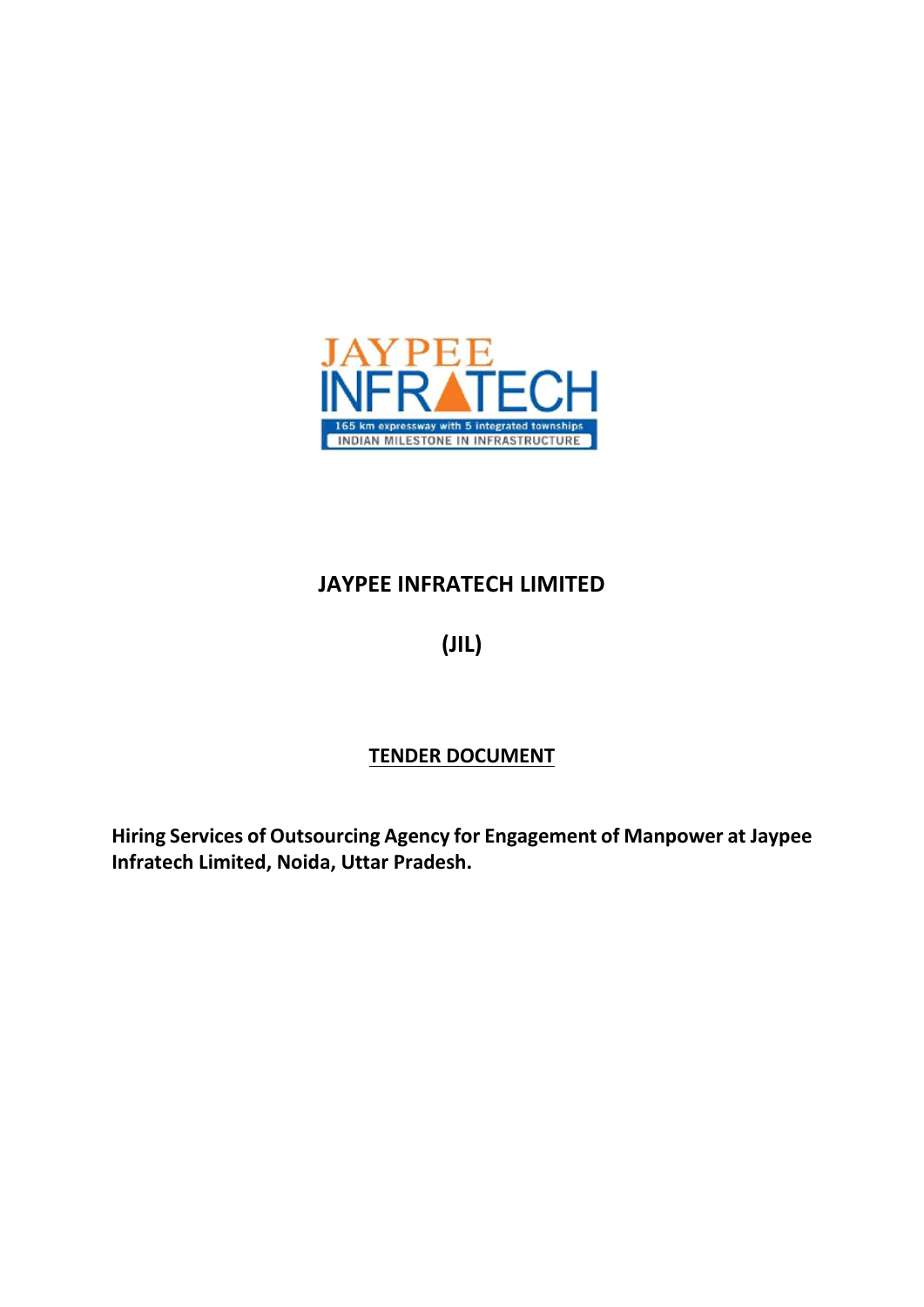JAYPEE INFRATECH

165 km expressway with 5 integrated townships

INDIAN MILESTONE IN INFRASTRUCTURE

# JAYPEE INFRATECH LIMITED

# (JIL)

## TENDER DOCUMENT

**Hiring Services of Outsourcing Agency for Engagement of Manpower at Jaypee Infratech Limited, Noida, Uttar Pradesh.**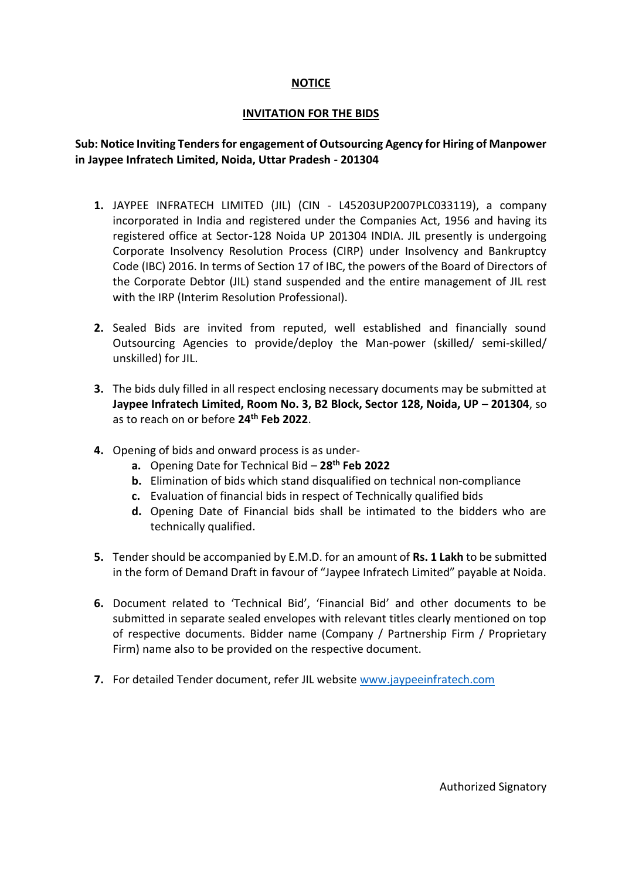# NOTICE

## INVITATION FOR THE BIDS

**Sub: Notice Inviting Tenders for engagement of Outsourcing Agency for Hiring of Manpower in Jaypee Infratech Limited, Noida, Uttar Pradesh - 201304**

1. JAYPEE INFRATECH LIMITED (JIL) (CIN - L45203UP2007PLC033119), a company incorporated in India and registered under the Companies Act, 1956 and having its registered office at Sector-128 Noida UP 201304 INDIA. JIL presently is undergoing Corporate Insolvency Resolution Process (CIRP) under Insolvency and Bankruptcy Code (IBC) 2016. In terms of Section 17 of IBC, the powers of the Board of Directors of the Corporate Debtor (JIL) stand suspended and the entire management of JIL rest with the IRP (Interim Resolution Professional).

2. Sealed Bids are invited from reputed, well established and financially sound Outsourcing Agencies to provide/deploy the Man-power (skilled/ semi-skilled/ unskilled) for JIL.

3. The bids duly filled in all respect enclosing necessary documents may be submitted at **Jaypee Infratech Limited, Room No. 3, B2 Block, Sector 128, Noida, UP – 201304**, so as to reach on or before **24th Feb 2022**.

4. Opening of bids and onward process is as under-
   a. Opening Date for Technical Bid – **28th Feb 2022**
   b. Elimination of bids which stand disqualified on technical non-compliance
   c. Evaluation of financial bids in respect of Technically qualified bids
   d. Opening Date of Financial bids shall be intimated to the bidders who are technically qualified.

5. Tender should be accompanied by E.M.D. for an amount of **Rs. 1 Lakh** to be submitted in the form of Demand Draft in favour of "Jaypee Infratech Limited" payable at Noida.

6. Document related to 'Technical Bid', 'Financial Bid' and other documents to be submitted in separate sealed envelopes with relevant titles clearly mentioned on top of respective documents. Bidder name (Company / Partnership Firm / Proprietary Firm) name also to be provided on the respective document.

7. For detailed Tender document, refer JIL website www.jaypeeinfratech.com

Authorized Signatory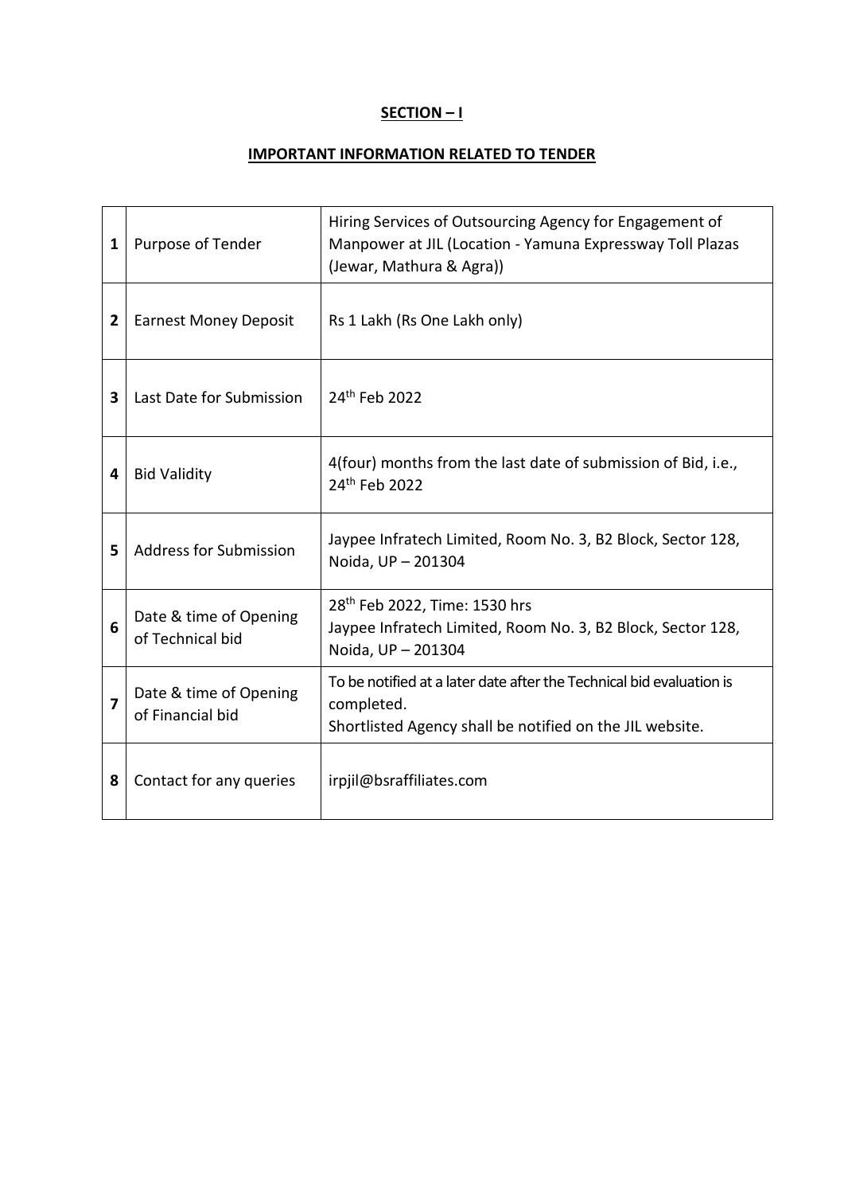**SECTION – I**

**IMPORTANT INFORMATION RELATED TO TENDER**

| | | |
|---|---|---|
| 1 | Purpose of Tender | Hiring Services of Outsourcing Agency for Engagement of Manpower at JIL (Location - Yamuna Expressway Toll Plazas (Jewar, Mathura & Agra)) |
| 2 | Earnest Money Deposit | Rs 1 Lakh (Rs One Lakh only) |
| 3 | Last Date for Submission | 24th Feb 2022 |
| 4 | Bid Validity | 4(four) months from the last date of submission of Bid, i.e., 24th Feb 2022 |
| 5 | Address for Submission | Jaypee Infratech Limited, Room No. 3, B2 Block, Sector 128, Noida, UP – 201304 |
| 6 | Date & time of Opening of Technical bid | 28th Feb 2022, Time: 1530 hrs<br>Jaypee Infratech Limited, Room No. 3, B2 Block, Sector 128, Noida, UP – 201304 |
| 7 | Date & time of Opening of Financial bid | To be notified at a later date after the Technical bid evaluation is completed.<br>Shortlisted Agency shall be notified on the JIL website. |
| 8 | Contact for any queries | irpjil@bsraffiliates.com |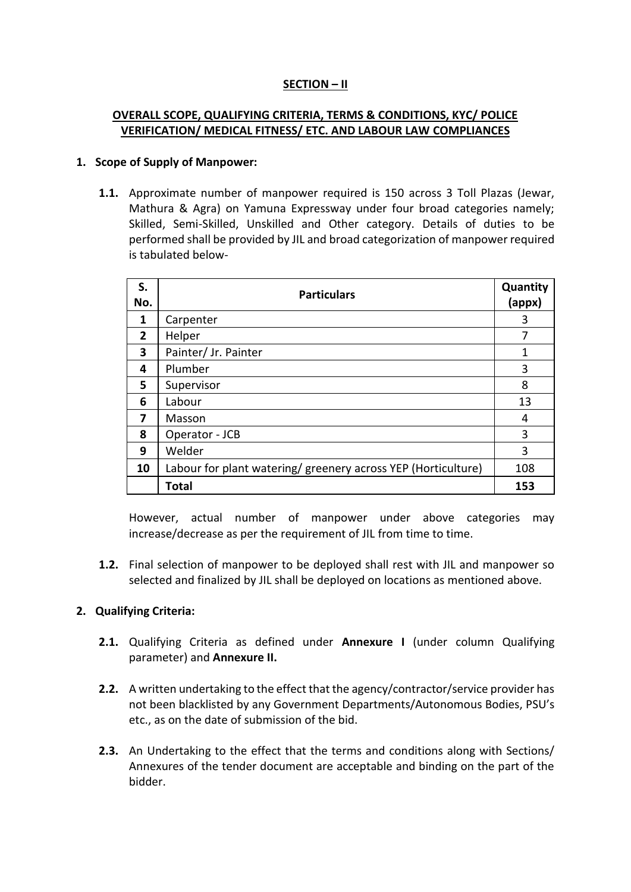## SECTION – II

## OVERALL SCOPE, QUALIFYING CRITERIA, TERMS & CONDITIONS, KYC/ POLICE VERIFICATION/ MEDICAL FITNESS/ ETC. AND LABOUR LAW COMPLIANCES

### 1. Scope of Supply of Manpower:

**1.1.** Approximate number of manpower required is 150 across 3 Toll Plazas (Jewar, Mathura & Agra) on Yamuna Expressway under four broad categories namely; Skilled, Semi-Skilled, Unskilled and Other category. Details of duties to be performed shall be provided by JIL and broad categorization of manpower required is tabulated below-

| S. No. | Particulars | Quantity (appx) |
|---|---|---|
| 1 | Carpenter | 3 |
| 2 | Helper | 7 |
| 3 | Painter/ Jr. Painter | 1 |
| 4 | Plumber | 3 |
| 5 | Supervisor | 8 |
| 6 | Labour | 13 |
| 7 | Masson | 4 |
| 8 | Operator - JCB | 3 |
| 9 | Welder | 3 |
| 10 | Labour for plant watering/ greenery across YEP (Horticulture) | 108 |
| | **Total** | **153** |

However, actual number of manpower under above categories may increase/decrease as per the requirement of JIL from time to time.

**1.2.** Final selection of manpower to be deployed shall rest with JIL and manpower so selected and finalized by JIL shall be deployed on locations as mentioned above.

### 2. Qualifying Criteria:

**2.1.** Qualifying Criteria as defined under **Annexure I** (under column Qualifying parameter) and **Annexure II.**

**2.2.** A written undertaking to the effect that the agency/contractor/service provider has not been blacklisted by any Government Departments/Autonomous Bodies, PSU's etc., as on the date of submission of the bid.

**2.3.** An Undertaking to the effect that the terms and conditions along with Sections/ Annexures of the tender document are acceptable and binding on the part of the bidder.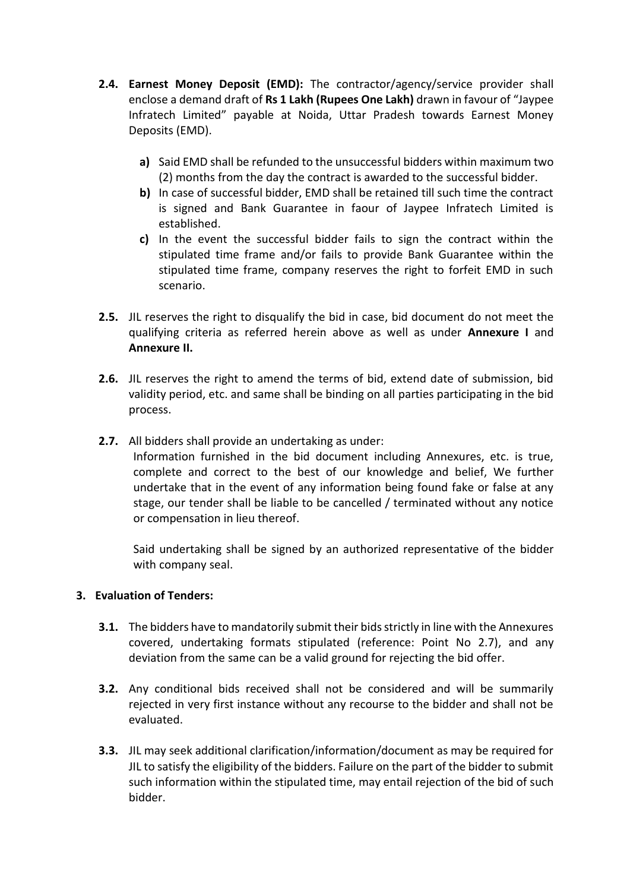**2.4. Earnest Money Deposit (EMD):** The contractor/agency/service provider shall enclose a demand draft of **Rs 1 Lakh (Rupees One Lakh)** drawn in favour of "Jaypee Infratech Limited" payable at Noida, Uttar Pradesh towards Earnest Money Deposits (EMD).

- **a)** Said EMD shall be refunded to the unsuccessful bidders within maximum two (2) months from the day the contract is awarded to the successful bidder.
- **b)** In case of successful bidder, EMD shall be retained till such time the contract is signed and Bank Guarantee in faour of Jaypee Infratech Limited is established.
- **c)** In the event the successful bidder fails to sign the contract within the stipulated time frame and/or fails to provide Bank Guarantee within the stipulated time frame, company reserves the right to forfeit EMD in such scenario.

**2.5.** JIL reserves the right to disqualify the bid in case, bid document do not meet the qualifying criteria as referred herein above as well as under **Annexure I** and **Annexure II.**

**2.6.** JIL reserves the right to amend the terms of bid, extend date of submission, bid validity period, etc. and same shall be binding on all parties participating in the bid process.

**2.7.** All bidders shall provide an undertaking as under:

Information furnished in the bid document including Annexures, etc. is true, complete and correct to the best of our knowledge and belief, We further undertake that in the event of any information being found fake or false at any stage, our tender shall be liable to be cancelled / terminated without any notice or compensation in lieu thereof.

Said undertaking shall be signed by an authorized representative of the bidder with company seal.

## 3. Evaluation of Tenders:

**3.1.** The bidders have to mandatorily submit their bids strictly in line with the Annexures covered, undertaking formats stipulated (reference: Point No 2.7), and any deviation from the same can be a valid ground for rejecting the bid offer.

**3.2.** Any conditional bids received shall not be considered and will be summarily rejected in very first instance without any recourse to the bidder and shall not be evaluated.

**3.3.** JIL may seek additional clarification/information/document as may be required for JIL to satisfy the eligibility of the bidders. Failure on the part of the bidder to submit such information within the stipulated time, may entail rejection of the bid of such bidder.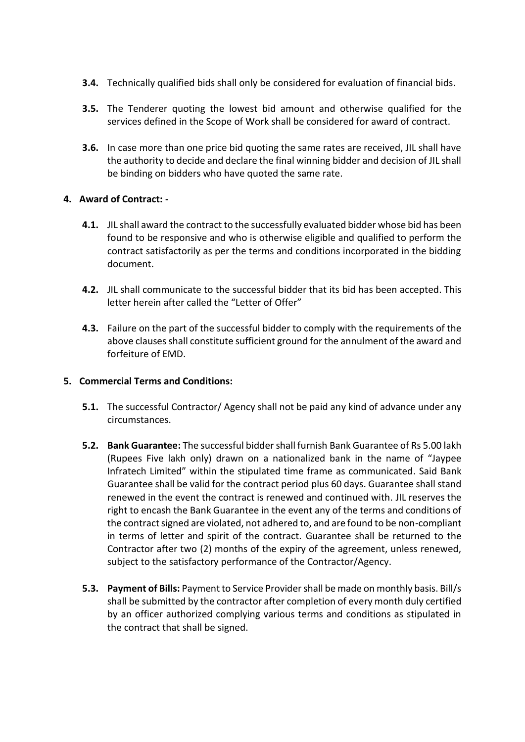**3.4.** Technically qualified bids shall only be considered for evaluation of financial bids.

**3.5.** The Tenderer quoting the lowest bid amount and otherwise qualified for the services defined in the Scope of Work shall be considered for award of contract.

**3.6.** In case more than one price bid quoting the same rates are received, JIL shall have the authority to decide and declare the final winning bidder and decision of JIL shall be binding on bidders who have quoted the same rate.

## 4. Award of Contract: -

**4.1.** JIL shall award the contract to the successfully evaluated bidder whose bid has been found to be responsive and who is otherwise eligible and qualified to perform the contract satisfactorily as per the terms and conditions incorporated in the bidding document.

**4.2.** JIL shall communicate to the successful bidder that its bid has been accepted. This letter herein after called the "Letter of Offer"

**4.3.** Failure on the part of the successful bidder to comply with the requirements of the above clauses shall constitute sufficient ground for the annulment of the award and forfeiture of EMD.

## 5. Commercial Terms and Conditions:

**5.1.** The successful Contractor/ Agency shall not be paid any kind of advance under any circumstances.

**5.2.** **Bank Guarantee:** The successful bidder shall furnish Bank Guarantee of Rs 5.00 lakh (Rupees Five lakh only) drawn on a nationalized bank in the name of "Jaypee Infratech Limited" within the stipulated time frame as communicated. Said Bank Guarantee shall be valid for the contract period plus 60 days. Guarantee shall stand renewed in the event the contract is renewed and continued with. JIL reserves the right to encash the Bank Guarantee in the event any of the terms and conditions of the contract signed are violated, not adhered to, and are found to be non-compliant in terms of letter and spirit of the contract. Guarantee shall be returned to the Contractor after two (2) months of the expiry of the agreement, unless renewed, subject to the satisfactory performance of the Contractor/Agency.

**5.3.** **Payment of Bills:** Payment to Service Provider shall be made on monthly basis. Bill/s shall be submitted by the contractor after completion of every month duly certified by an officer authorized complying various terms and conditions as stipulated in the contract that shall be signed.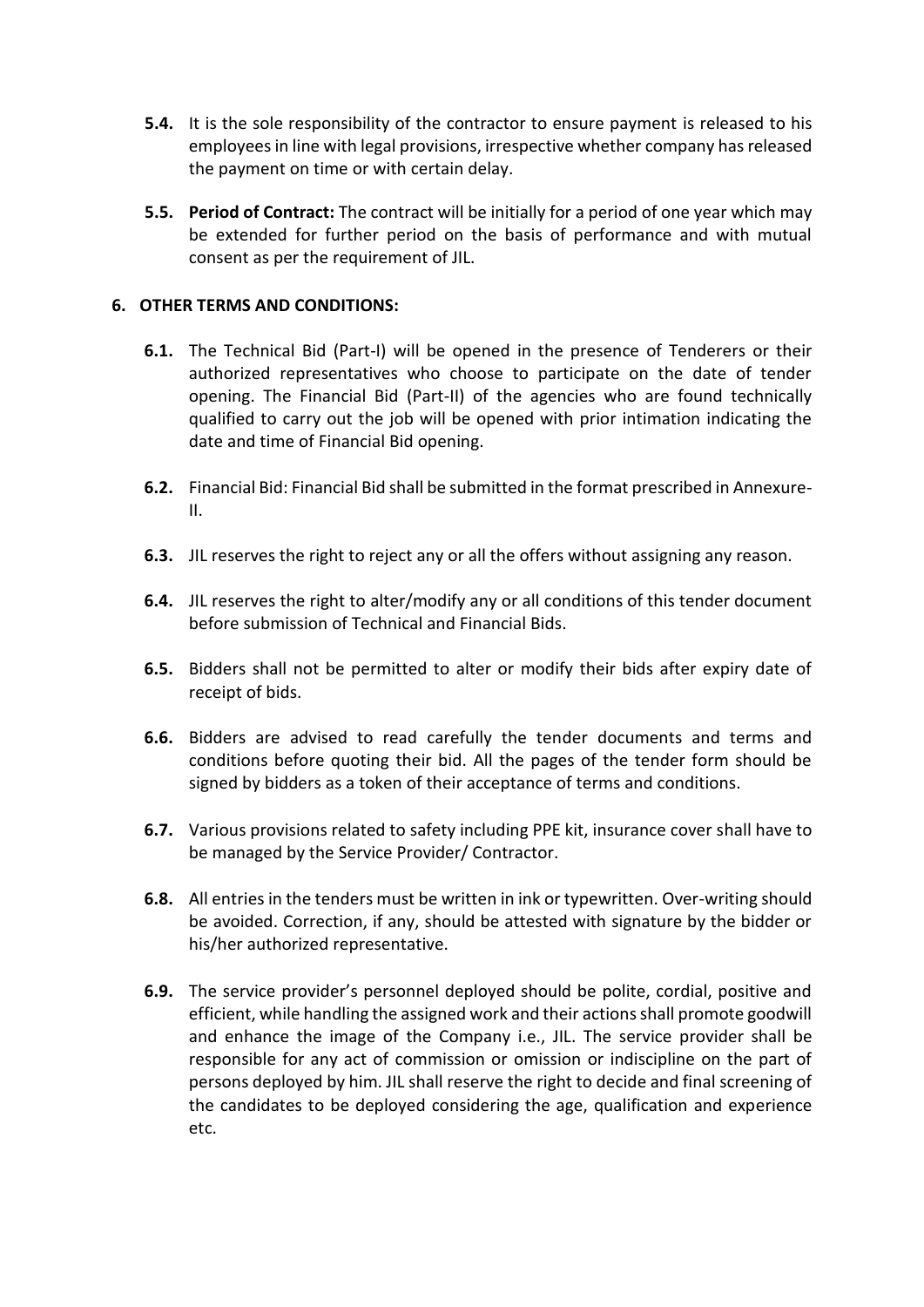**5.4.** It is the sole responsibility of the contractor to ensure payment is released to his employees in line with legal provisions, irrespective whether company has released the payment on time or with certain delay.

**5.5. Period of Contract:** The contract will be initially for a period of one year which may be extended for further period on the basis of performance and with mutual consent as per the requirement of JIL.

## 6. OTHER TERMS AND CONDITIONS:

**6.1.** The Technical Bid (Part-I) will be opened in the presence of Tenderers or their authorized representatives who choose to participate on the date of tender opening. The Financial Bid (Part-II) of the agencies who are found technically qualified to carry out the job will be opened with prior intimation indicating the date and time of Financial Bid opening.

**6.2.** Financial Bid: Financial Bid shall be submitted in the format prescribed in Annexure-II.

**6.3.** JIL reserves the right to reject any or all the offers without assigning any reason.

**6.4.** JIL reserves the right to alter/modify any or all conditions of this tender document before submission of Technical and Financial Bids.

**6.5.** Bidders shall not be permitted to alter or modify their bids after expiry date of receipt of bids.

**6.6.** Bidders are advised to read carefully the tender documents and terms and conditions before quoting their bid. All the pages of the tender form should be signed by bidders as a token of their acceptance of terms and conditions.

**6.7.** Various provisions related to safety including PPE kit, insurance cover shall have to be managed by the Service Provider/ Contractor.

**6.8.** All entries in the tenders must be written in ink or typewritten. Over-writing should be avoided. Correction, if any, should be attested with signature by the bidder or his/her authorized representative.

**6.9.** The service provider's personnel deployed should be polite, cordial, positive and efficient, while handling the assigned work and their actions shall promote goodwill and enhance the image of the Company i.e., JIL. The service provider shall be responsible for any act of commission or omission or indiscipline on the part of persons deployed by him. JIL shall reserve the right to decide and final screening of the candidates to be deployed considering the age, qualification and experience etc.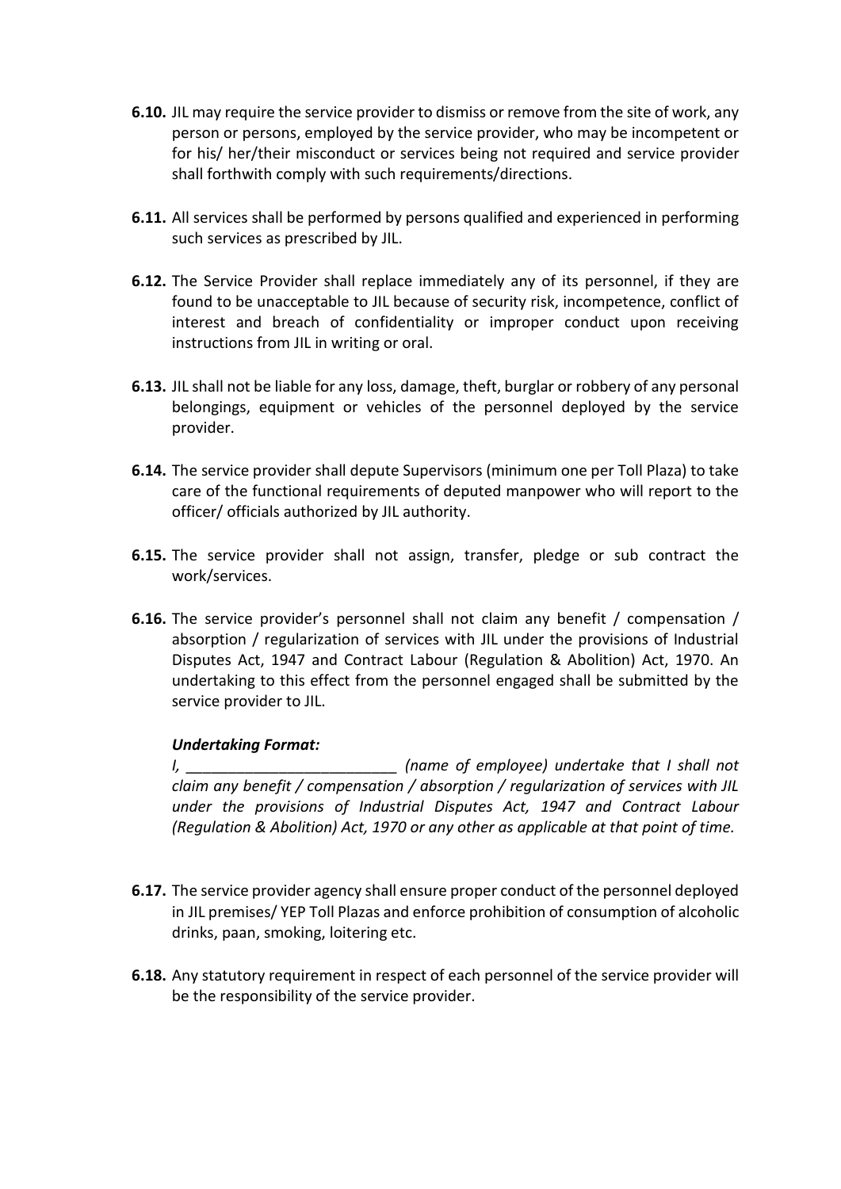**6.10.** JIL may require the service provider to dismiss or remove from the site of work, any person or persons, employed by the service provider, who may be incompetent or for his/ her/their misconduct or services being not required and service provider shall forthwith comply with such requirements/directions.

**6.11.** All services shall be performed by persons qualified and experienced in performing such services as prescribed by JIL.

**6.12.** The Service Provider shall replace immediately any of its personnel, if they are found to be unacceptable to JIL because of security risk, incompetence, conflict of interest and breach of confidentiality or improper conduct upon receiving instructions from JIL in writing or oral.

**6.13.** JIL shall not be liable for any loss, damage, theft, burglar or robbery of any personal belongings, equipment or vehicles of the personnel deployed by the service provider.

**6.14.** The service provider shall depute Supervisors (minimum one per Toll Plaza) to take care of the functional requirements of deputed manpower who will report to the officer/ officials authorized by JIL authority.

**6.15.** The service provider shall not assign, transfer, pledge or sub contract the work/services.

**6.16.** The service provider's personnel shall not claim any benefit / compensation / absorption / regularization of services with JIL under the provisions of Industrial Disputes Act, 1947 and Contract Labour (Regulation & Abolition) Act, 1970. An undertaking to this effect from the personnel engaged shall be submitted by the service provider to JIL.

***Undertaking Format:***

*I, ________________________ (name of employee) undertake that I shall not claim any benefit / compensation / absorption / regularization of services with JIL under the provisions of Industrial Disputes Act, 1947 and Contract Labour (Regulation & Abolition) Act, 1970 or any other as applicable at that point of time.*

**6.17.** The service provider agency shall ensure proper conduct of the personnel deployed in JIL premises/ YEP Toll Plazas and enforce prohibition of consumption of alcoholic drinks, paan, smoking, loitering etc.

**6.18.** Any statutory requirement in respect of each personnel of the service provider will be the responsibility of the service provider.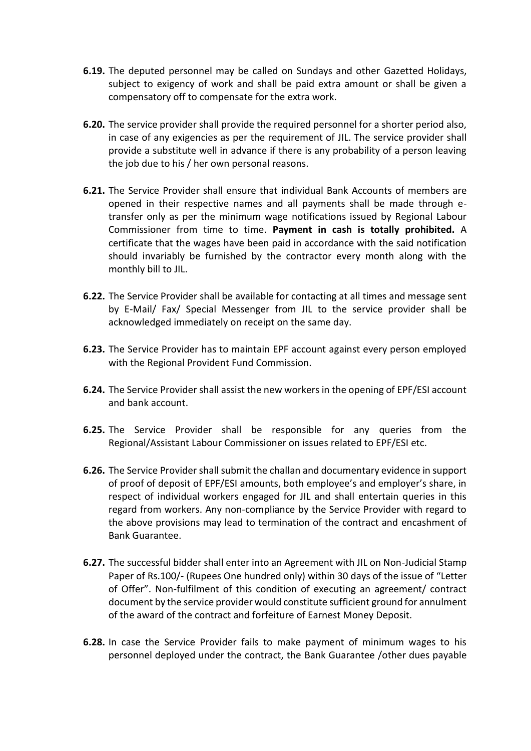**6.19.** The deputed personnel may be called on Sundays and other Gazetted Holidays, subject to exigency of work and shall be paid extra amount or shall be given a compensatory off to compensate for the extra work.

**6.20.** The service provider shall provide the required personnel for a shorter period also, in case of any exigencies as per the requirement of JIL. The service provider shall provide a substitute well in advance if there is any probability of a person leaving the job due to his / her own personal reasons.

**6.21.** The Service Provider shall ensure that individual Bank Accounts of members are opened in their respective names and all payments shall be made through e-transfer only as per the minimum wage notifications issued by Regional Labour Commissioner from time to time. **Payment in cash is totally prohibited.** A certificate that the wages have been paid in accordance with the said notification should invariably be furnished by the contractor every month along with the monthly bill to JIL.

**6.22.** The Service Provider shall be available for contacting at all times and message sent by E-Mail/ Fax/ Special Messenger from JIL to the service provider shall be acknowledged immediately on receipt on the same day.

**6.23.** The Service Provider has to maintain EPF account against every person employed with the Regional Provident Fund Commission.

**6.24.** The Service Provider shall assist the new workers in the opening of EPF/ESI account and bank account.

**6.25.** The Service Provider shall be responsible for any queries from the Regional/Assistant Labour Commissioner on issues related to EPF/ESI etc.

**6.26.** The Service Provider shall submit the challan and documentary evidence in support of proof of deposit of EPF/ESI amounts, both employee's and employer's share, in respect of individual workers engaged for JIL and shall entertain queries in this regard from workers. Any non-compliance by the Service Provider with regard to the above provisions may lead to termination of the contract and encashment of Bank Guarantee.

**6.27.** The successful bidder shall enter into an Agreement with JIL on Non-Judicial Stamp Paper of Rs.100/- (Rupees One hundred only) within 30 days of the issue of "Letter of Offer". Non-fulfilment of this condition of executing an agreement/ contract document by the service provider would constitute sufficient ground for annulment of the award of the contract and forfeiture of Earnest Money Deposit.

**6.28.** In case the Service Provider fails to make payment of minimum wages to his personnel deployed under the contract, the Bank Guarantee /other dues payable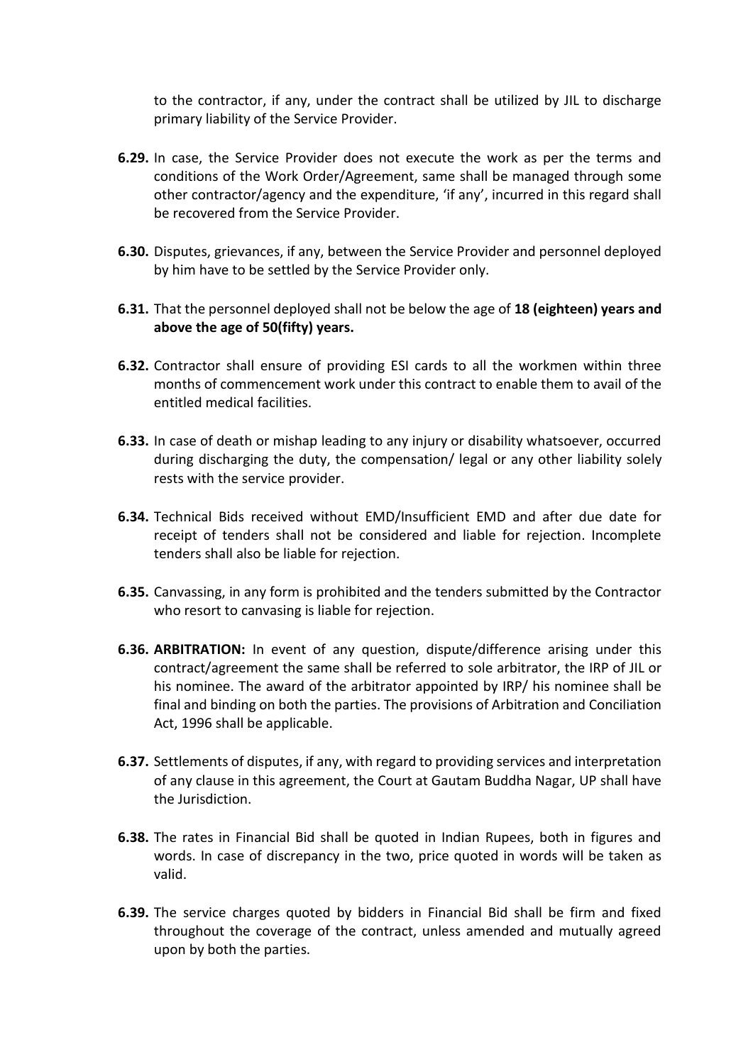to the contractor, if any, under the contract shall be utilized by JIL to discharge primary liability of the Service Provider.

**6.29.** In case, the Service Provider does not execute the work as per the terms and conditions of the Work Order/Agreement, same shall be managed through some other contractor/agency and the expenditure, 'if any', incurred in this regard shall be recovered from the Service Provider.

**6.30.** Disputes, grievances, if any, between the Service Provider and personnel deployed by him have to be settled by the Service Provider only.

**6.31.** That the personnel deployed shall not be below the age of **18 (eighteen) years and above the age of 50(fifty) years.**

**6.32.** Contractor shall ensure of providing ESI cards to all the workmen within three months of commencement work under this contract to enable them to avail of the entitled medical facilities.

**6.33.** In case of death or mishap leading to any injury or disability whatsoever, occurred during discharging the duty, the compensation/ legal or any other liability solely rests with the service provider.

**6.34.** Technical Bids received without EMD/Insufficient EMD and after due date for receipt of tenders shall not be considered and liable for rejection. Incomplete tenders shall also be liable for rejection.

**6.35.** Canvassing, in any form is prohibited and the tenders submitted by the Contractor who resort to canvasing is liable for rejection.

**6.36. ARBITRATION:** In event of any question, dispute/difference arising under this contract/agreement the same shall be referred to sole arbitrator, the IRP of JIL or his nominee. The award of the arbitrator appointed by IRP/ his nominee shall be final and binding on both the parties. The provisions of Arbitration and Conciliation Act, 1996 shall be applicable.

**6.37.** Settlements of disputes, if any, with regard to providing services and interpretation of any clause in this agreement, the Court at Gautam Buddha Nagar, UP shall have the Jurisdiction.

**6.38.** The rates in Financial Bid shall be quoted in Indian Rupees, both in figures and words. In case of discrepancy in the two, price quoted in words will be taken as valid.

**6.39.** The service charges quoted by bidders in Financial Bid shall be firm and fixed throughout the coverage of the contract, unless amended and mutually agreed upon by both the parties.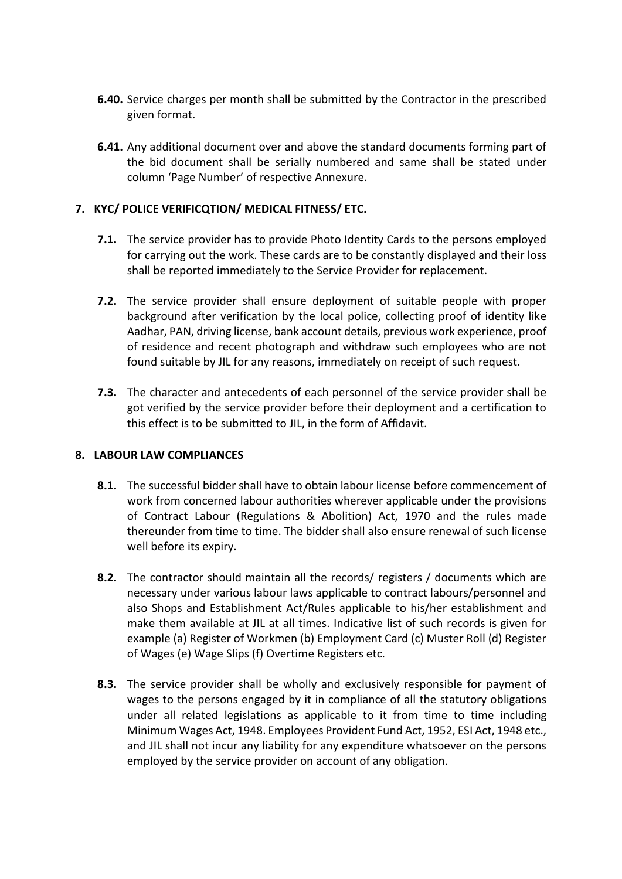**6.40.** Service charges per month shall be submitted by the Contractor in the prescribed given format.

**6.41.** Any additional document over and above the standard documents forming part of the bid document shall be serially numbered and same shall be stated under column 'Page Number' of respective Annexure.

## 7. KYC/ POLICE VERIFICQTION/ MEDICAL FITNESS/ ETC.

**7.1.** The service provider has to provide Photo Identity Cards to the persons employed for carrying out the work. These cards are to be constantly displayed and their loss shall be reported immediately to the Service Provider for replacement.

**7.2.** The service provider shall ensure deployment of suitable people with proper background after verification by the local police, collecting proof of identity like Aadhar, PAN, driving license, bank account details, previous work experience, proof of residence and recent photograph and withdraw such employees who are not found suitable by JIL for any reasons, immediately on receipt of such request.

**7.3.** The character and antecedents of each personnel of the service provider shall be got verified by the service provider before their deployment and a certification to this effect is to be submitted to JIL, in the form of Affidavit.

## 8. LABOUR LAW COMPLIANCES

**8.1.** The successful bidder shall have to obtain labour license before commencement of work from concerned labour authorities wherever applicable under the provisions of Contract Labour (Regulations & Abolition) Act, 1970 and the rules made thereunder from time to time. The bidder shall also ensure renewal of such license well before its expiry.

**8.2.** The contractor should maintain all the records/ registers / documents which are necessary under various labour laws applicable to contract labours/personnel and also Shops and Establishment Act/Rules applicable to his/her establishment and make them available at JIL at all times. Indicative list of such records is given for example (a) Register of Workmen (b) Employment Card (c) Muster Roll (d) Register of Wages (e) Wage Slips (f) Overtime Registers etc.

**8.3.** The service provider shall be wholly and exclusively responsible for payment of wages to the persons engaged by it in compliance of all the statutory obligations under all related legislations as applicable to it from time to time including Minimum Wages Act, 1948. Employees Provident Fund Act, 1952, ESI Act, 1948 etc., and JIL shall not incur any liability for any expenditure whatsoever on the persons employed by the service provider on account of any obligation.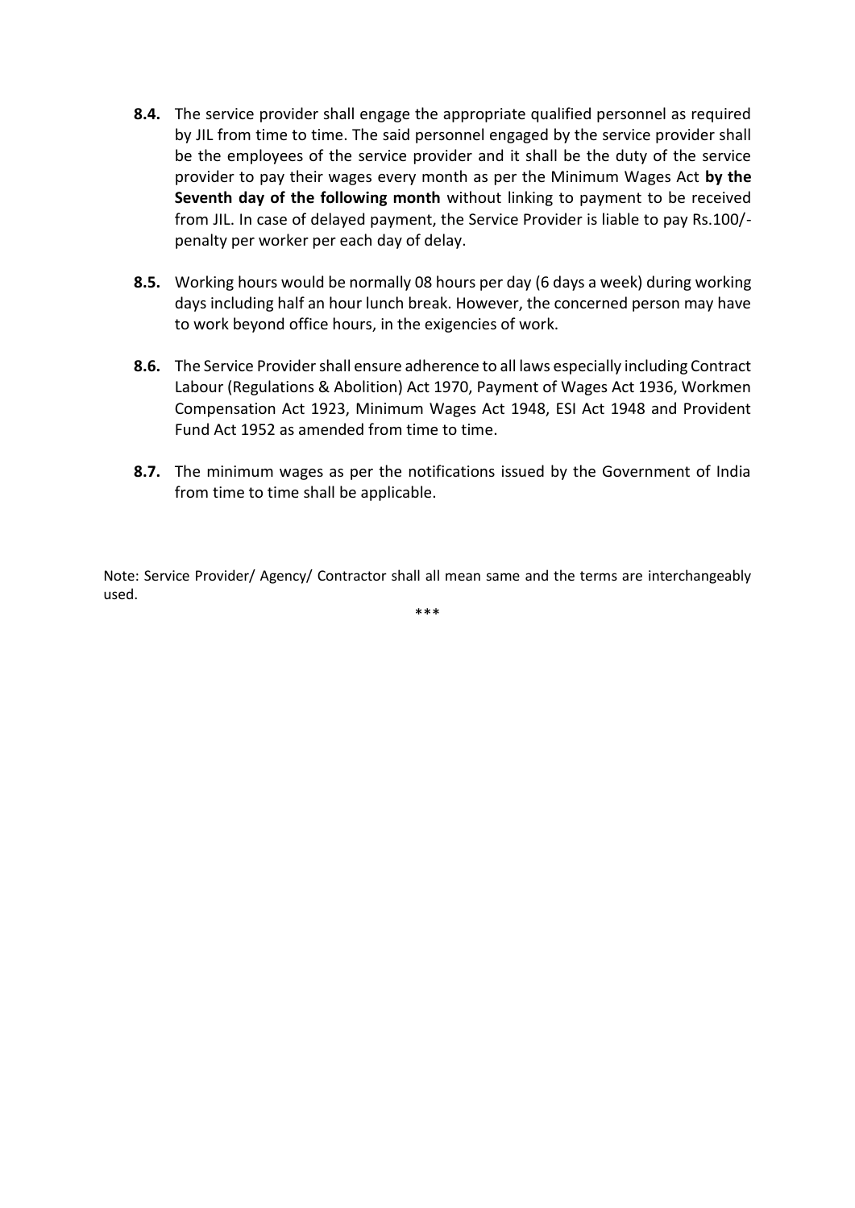**8.4.** The service provider shall engage the appropriate qualified personnel as required by JIL from time to time. The said personnel engaged by the service provider shall be the employees of the service provider and it shall be the duty of the service provider to pay their wages every month as per the Minimum Wages Act **by the Seventh day of the following month** without linking to payment to be received from JIL. In case of delayed payment, the Service Provider is liable to pay Rs.100/- penalty per worker per each day of delay.

**8.5.** Working hours would be normally 08 hours per day (6 days a week) during working days including half an hour lunch break. However, the concerned person may have to work beyond office hours, in the exigencies of work.

**8.6.** The Service Provider shall ensure adherence to all laws especially including Contract Labour (Regulations & Abolition) Act 1970, Payment of Wages Act 1936, Workmen Compensation Act 1923, Minimum Wages Act 1948, ESI Act 1948 and Provident Fund Act 1952 as amended from time to time.

**8.7.** The minimum wages as per the notifications issued by the Government of India from time to time shall be applicable.

Note: Service Provider/ Agency/ Contractor shall all mean same and the terms are interchangeably used.

***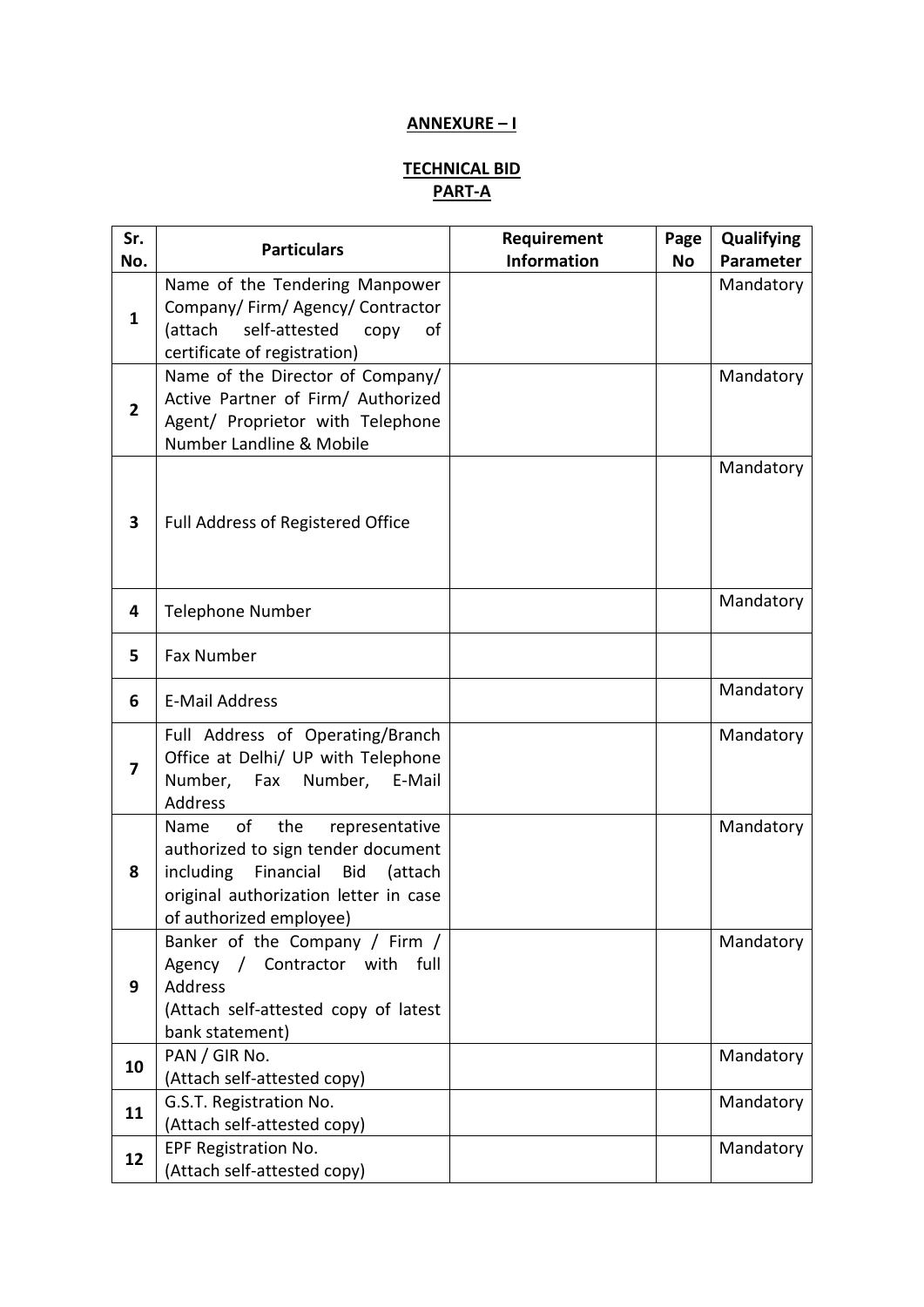**ANNEXURE – I**

**TECHNICAL BID**
**PART-A**

| Sr. No. | Particulars | Requirement Information | Page No | Qualifying Parameter |
|---|---|---|---|---|
| 1 | Name of the Tendering Manpower Company/ Firm/ Agency/ Contractor (attach self-attested copy of certificate of registration) | | | Mandatory |
| 2 | Name of the Director of Company/ Active Partner of Firm/ Authorized Agent/ Proprietor with Telephone Number Landline & Mobile | | | Mandatory |
| 3 | Full Address of Registered Office | | | Mandatory |
| 4 | Telephone Number | | | Mandatory |
| 5 | Fax Number | | | |
| 6 | E-Mail Address | | | Mandatory |
| 7 | Full Address of Operating/Branch Office at Delhi/ UP with Telephone Number, Fax Number, E-Mail Address | | | Mandatory |
| 8 | Name of the representative authorized to sign tender document including Financial Bid (attach original authorization letter in case of authorized employee) | | | Mandatory |
| 9 | Banker of the Company / Firm / Agency / Contractor with full Address (Attach self-attested copy of latest bank statement) | | | Mandatory |
| 10 | PAN / GIR No. (Attach self-attested copy) | | | Mandatory |
| 11 | G.S.T. Registration No. (Attach self-attested copy) | | | Mandatory |
| 12 | EPF Registration No. (Attach self-attested copy) | | | Mandatory |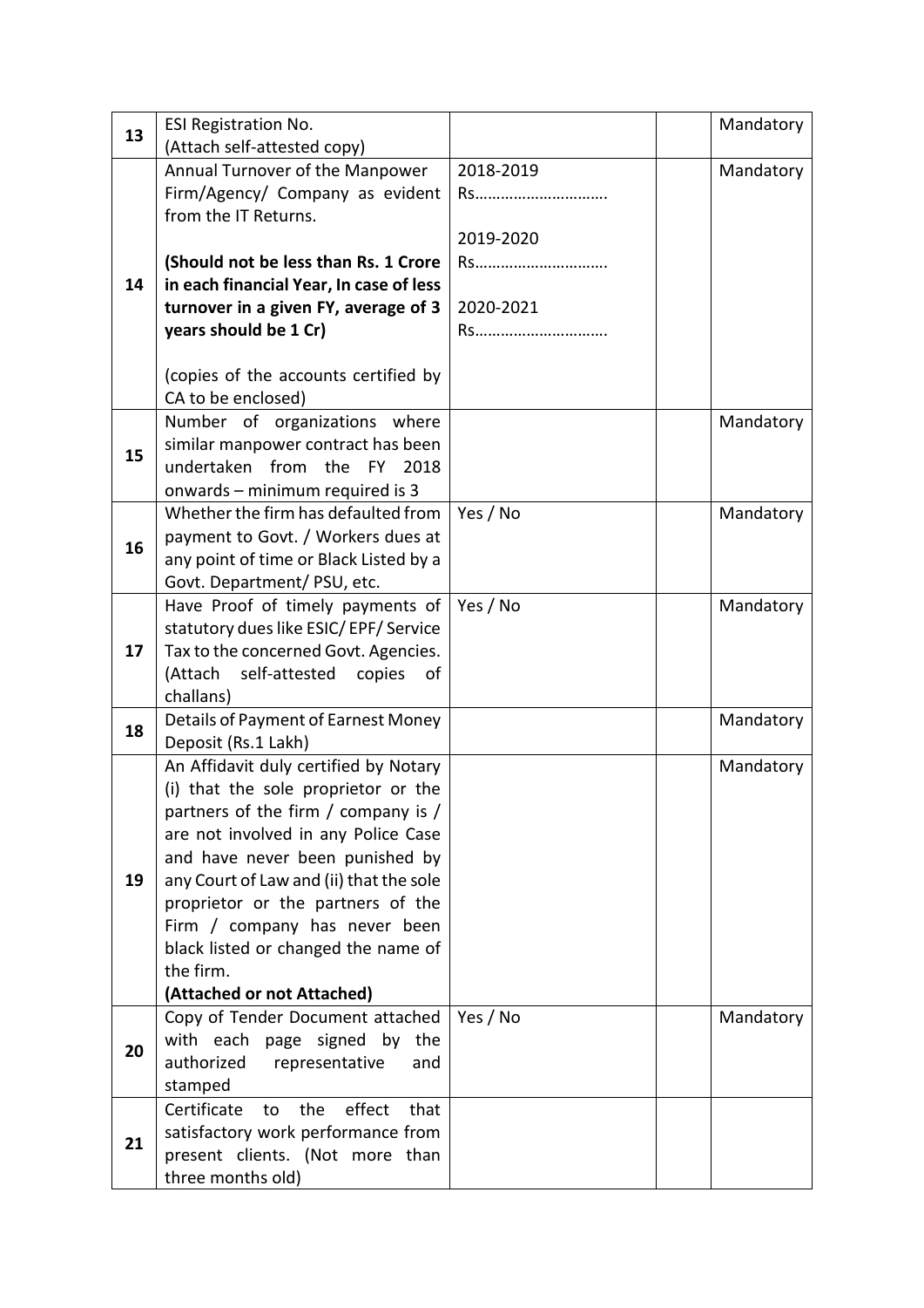| 13 | ESI Registration No. (Attach self-attested copy) | | | Mandatory |
|---|---|---|---|---|
| 14 | Annual Turnover of the Manpower Firm/Agency/ Company as evident from the IT Returns.<br><br>**(Should not be less than Rs. 1 Crore in each financial Year, In case of less turnover in a given FY, average of 3 years should be 1 Cr)**<br><br>(copies of the accounts certified by CA to be enclosed) | 2018-2019<br>Rs……………………….<br><br>2019-2020<br>Rs……………………….<br><br>2020-2021<br>Rs………………………. | | Mandatory |
| 15 | Number of organizations where similar manpower contract has been undertaken from the FY 2018 onwards – minimum required is 3 | | | Mandatory |
| 16 | Whether the firm has defaulted from payment to Govt. / Workers dues at any point of time or Black Listed by a Govt. Department/ PSU, etc. | Yes / No | | Mandatory |
| 17 | Have Proof of timely payments of statutory dues like ESIC/ EPF/ Service Tax to the concerned Govt. Agencies. (Attach self-attested copies of challans) | Yes / No | | Mandatory |
| 18 | Details of Payment of Earnest Money Deposit (Rs.1 Lakh) | | | Mandatory |
| 19 | An Affidavit duly certified by Notary (i) that the sole proprietor or the partners of the firm / company is / are not involved in any Police Case and have never been punished by any Court of Law and (ii) that the sole proprietor or the partners of the Firm / company has never been black listed or changed the name of the firm.<br>**(Attached or not Attached)** | | | Mandatory |
| 20 | Copy of Tender Document attached with each page signed by the authorized representative and stamped | Yes / No | | Mandatory |
| 21 | Certificate to the effect that satisfactory work performance from present clients. (Not more than three months old) | | | |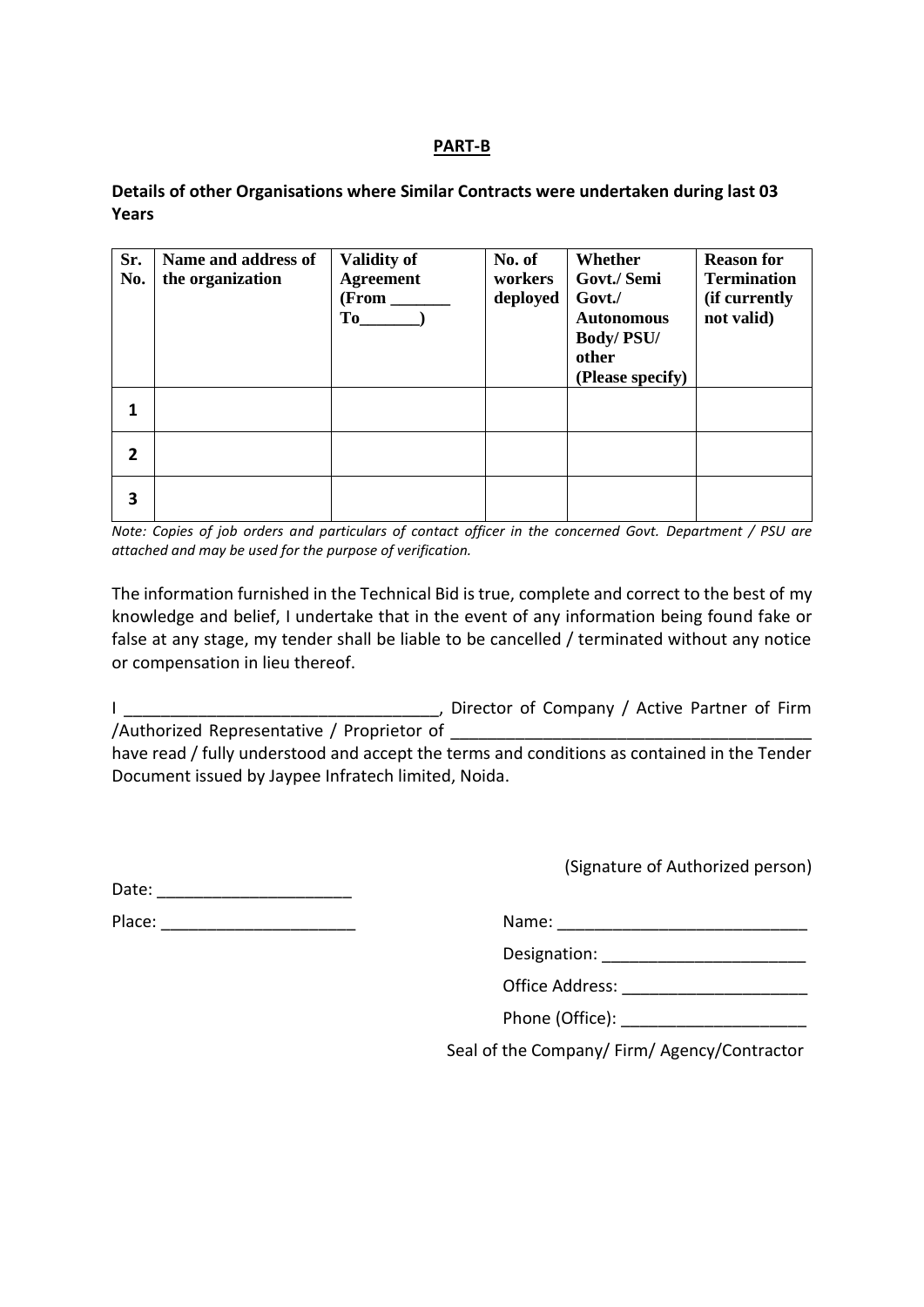**PART-B**

**Details of other Organisations where Similar Contracts were undertaken during last 03 Years**

| Sr. No. | Name and address of the organization | Validity of Agreement (From _______ To_______) | No. of workers deployed | Whether Govt./ Semi Govt./ Autonomous Body/ PSU/ other (Please specify) | Reason for Termination (if currently not valid) |
|---|---|---|---|---|---|
| 1 | | | | | |
| 2 | | | | | |
| 3 | | | | | |

*Note: Copies of job orders and particulars of contact officer in the concerned Govt. Department / PSU are attached and may be used for the purpose of verification.*

The information furnished in the Technical Bid is true, complete and correct to the best of my knowledge and belief, I undertake that in the event of any information being found fake or false at any stage, my tender shall be liable to be cancelled / terminated without any notice or compensation in lieu thereof.

I __________________________________, Director of Company / Active Partner of Firm /Authorized Representative / Proprietor of ________________________________________ have read / fully understood and accept the terms and conditions as contained in the Tender Document issued by Jaypee Infratech limited, Noida.

(Signature of Authorized person)

Date: _____________________

Place: _____________________

Name: ___________________________

Designation: ______________________

Office Address: ____________________

Phone (Office): ____________________

Seal of the Company/ Firm/ Agency/Contractor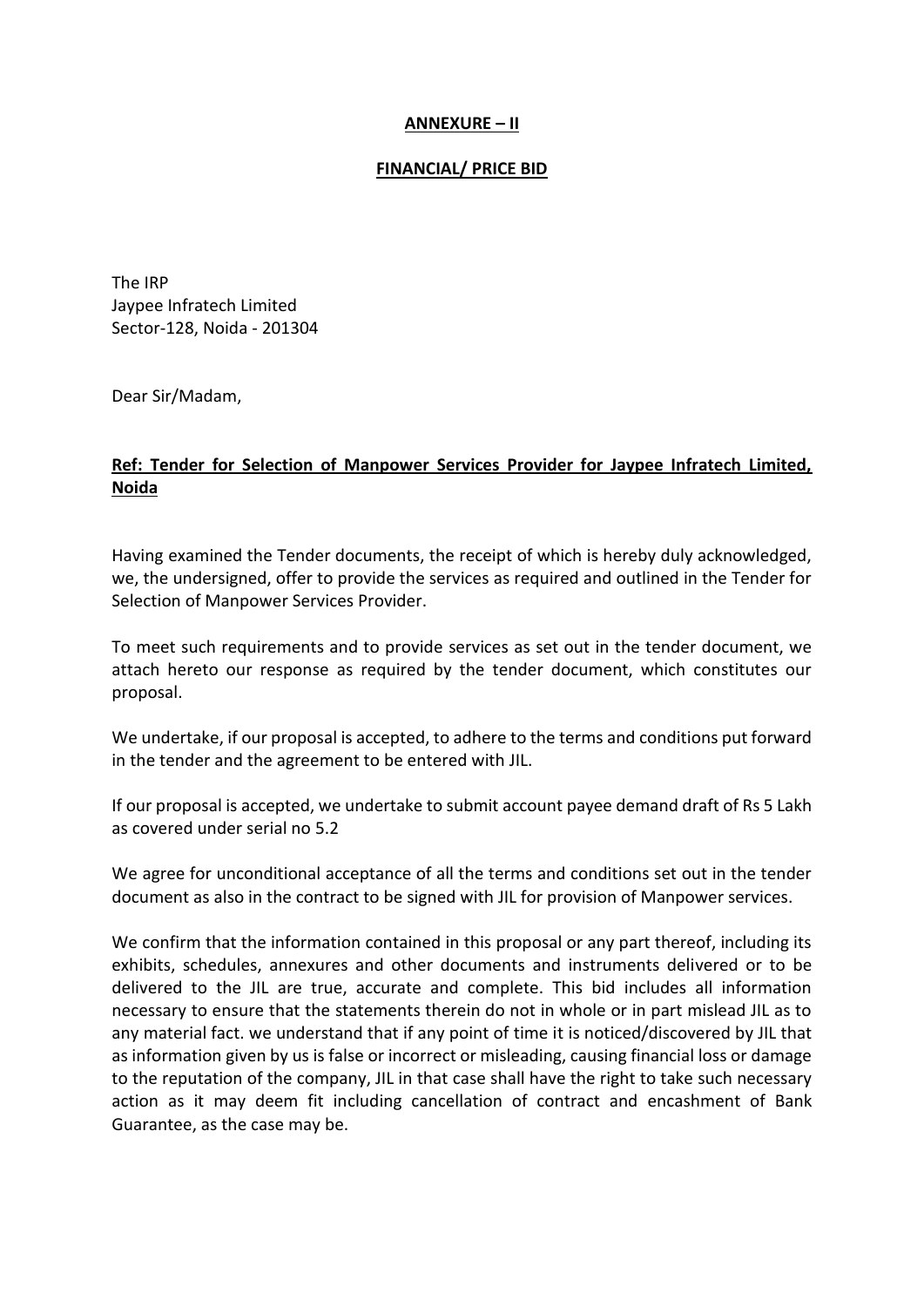**ANNEXURE – II**

**FINANCIAL/ PRICE BID**

The IRP
Jaypee Infratech Limited
Sector-128, Noida - 201304

Dear Sir/Madam,

**Ref: Tender for Selection of Manpower Services Provider for Jaypee Infratech Limited, Noida**

Having examined the Tender documents, the receipt of which is hereby duly acknowledged, we, the undersigned, offer to provide the services as required and outlined in the Tender for Selection of Manpower Services Provider.

To meet such requirements and to provide services as set out in the tender document, we attach hereto our response as required by the tender document, which constitutes our proposal.

We undertake, if our proposal is accepted, to adhere to the terms and conditions put forward in the tender and the agreement to be entered with JIL.

If our proposal is accepted, we undertake to submit account payee demand draft of Rs 5 Lakh as covered under serial no 5.2

We agree for unconditional acceptance of all the terms and conditions set out in the tender document as also in the contract to be signed with JIL for provision of Manpower services.

We confirm that the information contained in this proposal or any part thereof, including its exhibits, schedules, annexures and other documents and instruments delivered or to be delivered to the JIL are true, accurate and complete. This bid includes all information necessary to ensure that the statements therein do not in whole or in part mislead JIL as to any material fact. we understand that if any point of time it is noticed/discovered by JIL that as information given by us is false or incorrect or misleading, causing financial loss or damage to the reputation of the company, JIL in that case shall have the right to take such necessary action as it may deem fit including cancellation of contract and encashment of Bank Guarantee, as the case may be.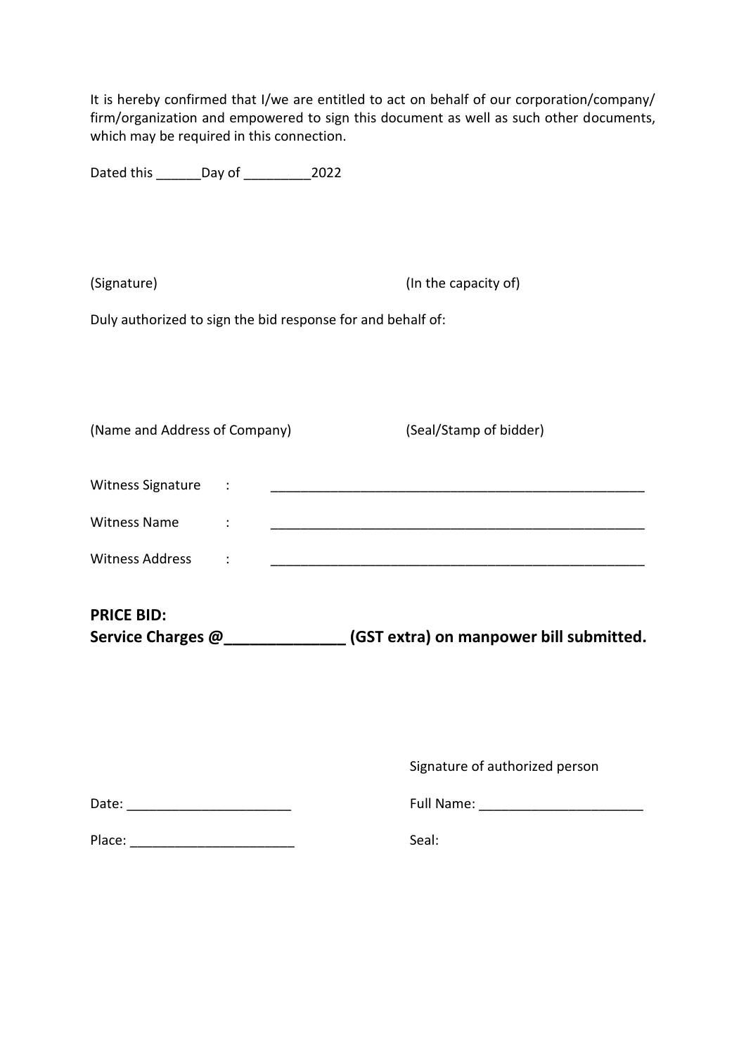It is hereby confirmed that I/we are entitled to act on behalf of our corporation/company/ firm/organization and empowered to sign this document as well as such other documents, which may be required in this connection.

Dated this ______Day of _________2022

(Signature) (In the capacity of)

Duly authorized to sign the bid response for and behalf of:

(Name and Address of Company) (Seal/Stamp of bidder)

Witness Signature : ____________________________________________________

Witness Name : ____________________________________________________

Witness Address : ____________________________________________________

**PRICE BID:**

**Service Charges @______________ (GST extra) on manpower bill submitted.**

Signature of authorized person

Date: ______________________

Full Name: ______________________

Place: ______________________

Seal: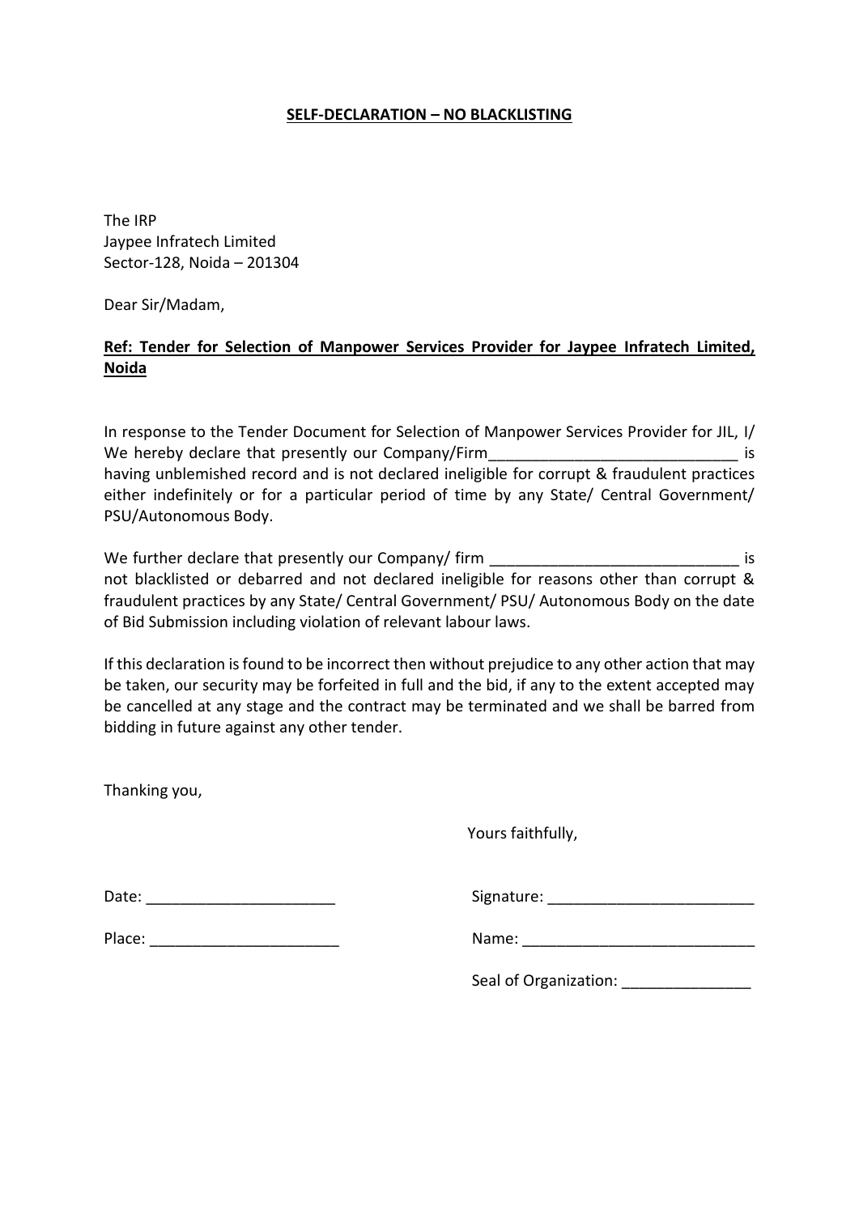**SELF-DECLARATION – NO BLACKLISTING**

The IRP
Jaypee Infratech Limited
Sector-128, Noida – 201304

Dear Sir/Madam,

**Ref: Tender for Selection of Manpower Services Provider for Jaypee Infratech Limited, Noida**

In response to the Tender Document for Selection of Manpower Services Provider for JIL, I/ We hereby declare that presently our Company/Firm____________________________ is having unblemished record and is not declared ineligible for corrupt & fraudulent practices either indefinitely or for a particular period of time by any State/ Central Government/ PSU/Autonomous Body.

We further declare that presently our Company/ firm ____________________________ is not blacklisted or debarred and not declared ineligible for reasons other than corrupt & fraudulent practices by any State/ Central Government/ PSU/ Autonomous Body on the date of Bid Submission including violation of relevant labour laws.

If this declaration is found to be incorrect then without prejudice to any other action that may be taken, our security may be forfeited in full and the bid, if any to the extent accepted may be cancelled at any stage and the contract may be terminated and we shall be barred from bidding in future against any other tender.

Thanking you,

Yours faithfully,

Date: ______________________

Place: ______________________

Signature: ________________________

Name: ___________________________

Seal of Organization: _______________